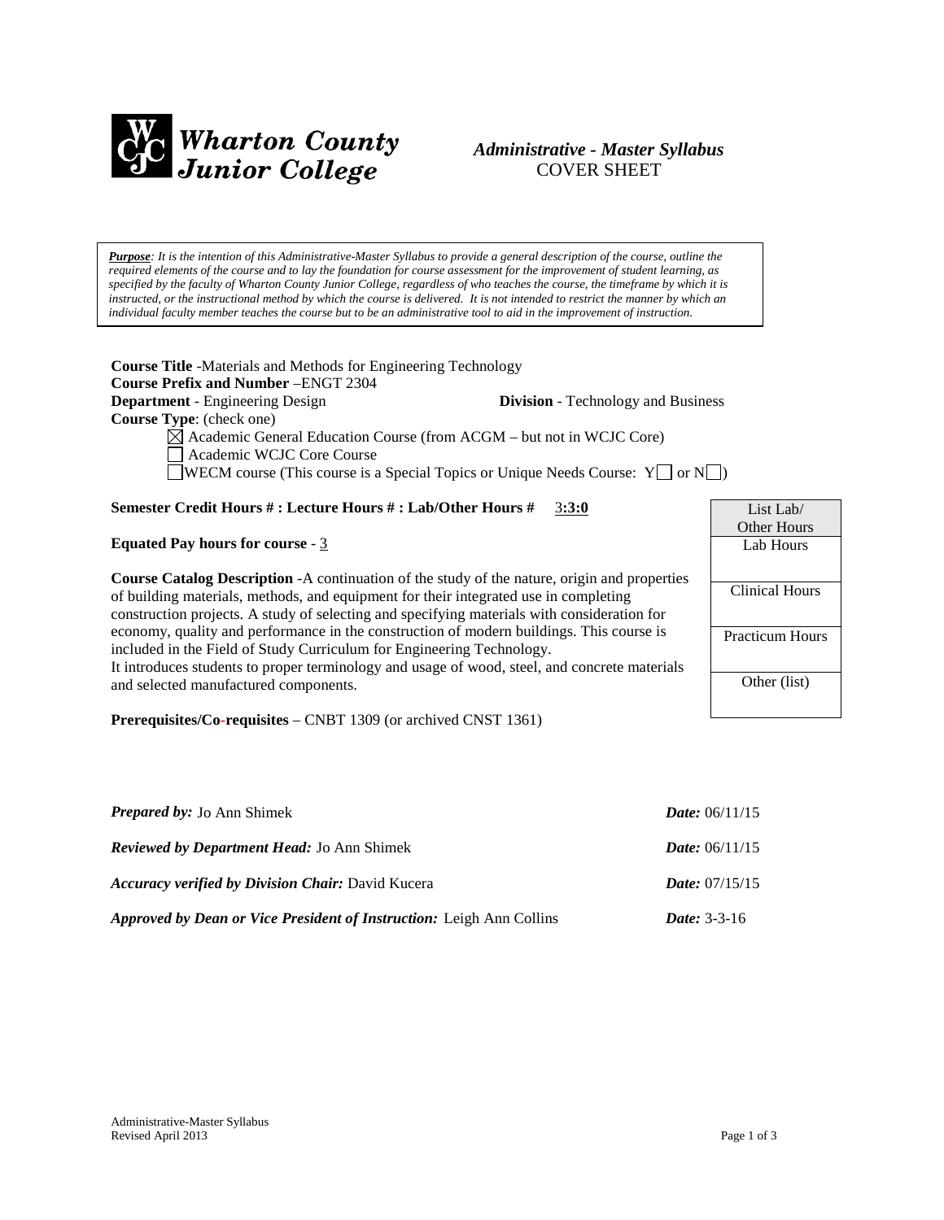Wharton County Junior College

# *Administrative - Master Syllabus*

COVER SHEET

***Purpose****: It is the intention of this Administrative-Master Syllabus to provide a general description of the course, outline the required elements of the course and to lay the foundation for course assessment for the improvement of student learning, as specified by the faculty of Wharton County Junior College, regardless of who teaches the course, the timeframe by which it is instructed, or the instructional method by which the course is delivered. It is not intended to restrict the manner by which an individual faculty member teaches the course but to be an administrative tool to aid in the improvement of instruction.*

**Course Title** -Materials and Methods for Engineering Technology
**Course Prefix and Number** –ENGT 2304
**Department** - Engineering Design **Division** - Technology and Business
**Course Type**: (check one)

- ☒ Academic General Education Course (from ACGM – but not in WCJC Core)
- ☐ Academic WCJC Core Course
- ☐ WECM course (This course is a Special Topics or Unique Needs Course: Y☐ or N☐)

**Semester Credit Hours # : Lecture Hours # : Lab/Other Hours #** 3**:3:0**

**Equated Pay hours for course** - 3

**Course Catalog Description** -A continuation of the study of the nature, origin and properties of building materials, methods, and equipment for their integrated use in completing construction projects. A study of selecting and specifying materials with consideration for economy, quality and performance in the construction of modern buildings. This course is included in the Field of Study Curriculum for Engineering Technology.
It introduces students to proper terminology and usage of wood, steel, and concrete materials and selected manufactured components.

**Prerequisites/Co-requisites** – CNBT 1309 (or archived CNST 1361)

| List Lab/ Other Hours |
|---|
| Lab Hours |
| Clinical Hours |
| Practicum Hours |
| Other (list) |

***Prepared by:*** Jo Ann Shimek ***Date:*** 06/11/15

***Reviewed by Department Head:*** Jo Ann Shimek ***Date:*** 06/11/15

***Accuracy verified by Division Chair:*** David Kucera ***Date:*** 07/15/15

***Approved by Dean or Vice President of Instruction:*** Leigh Ann Collins ***Date:*** 3-3-16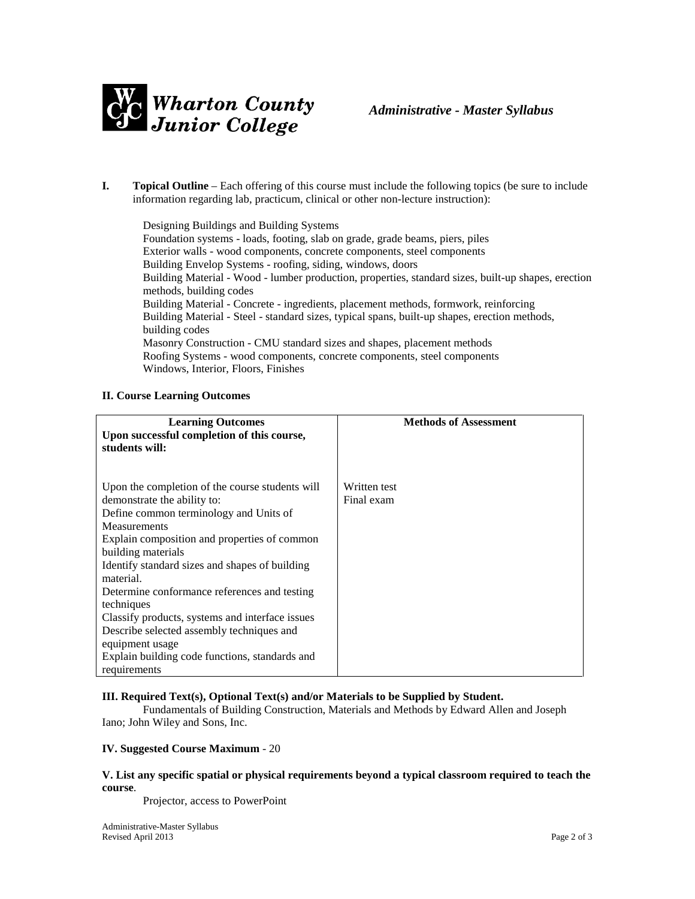**I. Topical Outline** – Each offering of this course must include the following topics (be sure to include information regarding lab, practicum, clinical or other non-lecture instruction):

Designing Buildings and Building Systems
Foundation systems - loads, footing, slab on grade, grade beams, piers, piles
Exterior walls - wood components, concrete components, steel components
Building Envelop Systems - roofing, siding, windows, doors
Building Material - Wood - lumber production, properties, standard sizes, built-up shapes, erection methods, building codes
Building Material - Concrete - ingredients, placement methods, formwork, reinforcing
Building Material - Steel - standard sizes, typical spans, built-up shapes, erection methods, building codes
Masonry Construction - CMU standard sizes and shapes, placement methods
Roofing Systems - wood components, concrete components, steel components
Windows, Interior, Floors, Finishes

## II. Course Learning Outcomes

| **Learning Outcomes** **Upon successful completion of this course, students will:** | **Methods of Assessment** |
|---|---|
| Upon the completion of the course students will demonstrate the ability to:<br>Define common terminology and Units of Measurements<br>Explain composition and properties of common building materials<br>Identify standard sizes and shapes of building material.<br>Determine conformance references and testing techniques<br>Classify products, systems and interface issues<br>Describe selected assembly techniques and equipment usage<br>Explain building code functions, standards and requirements | Written test<br>Final exam |

## III. Required Text(s), Optional Text(s) and/or Materials to be Supplied by Student.

Fundamentals of Building Construction, Materials and Methods by Edward Allen and Joseph Iano; John Wiley and Sons, Inc.

## IV. Suggested Course Maximum - 20

## V. List any specific spatial or physical requirements beyond a typical classroom required to teach the course.

Projector, access to PowerPoint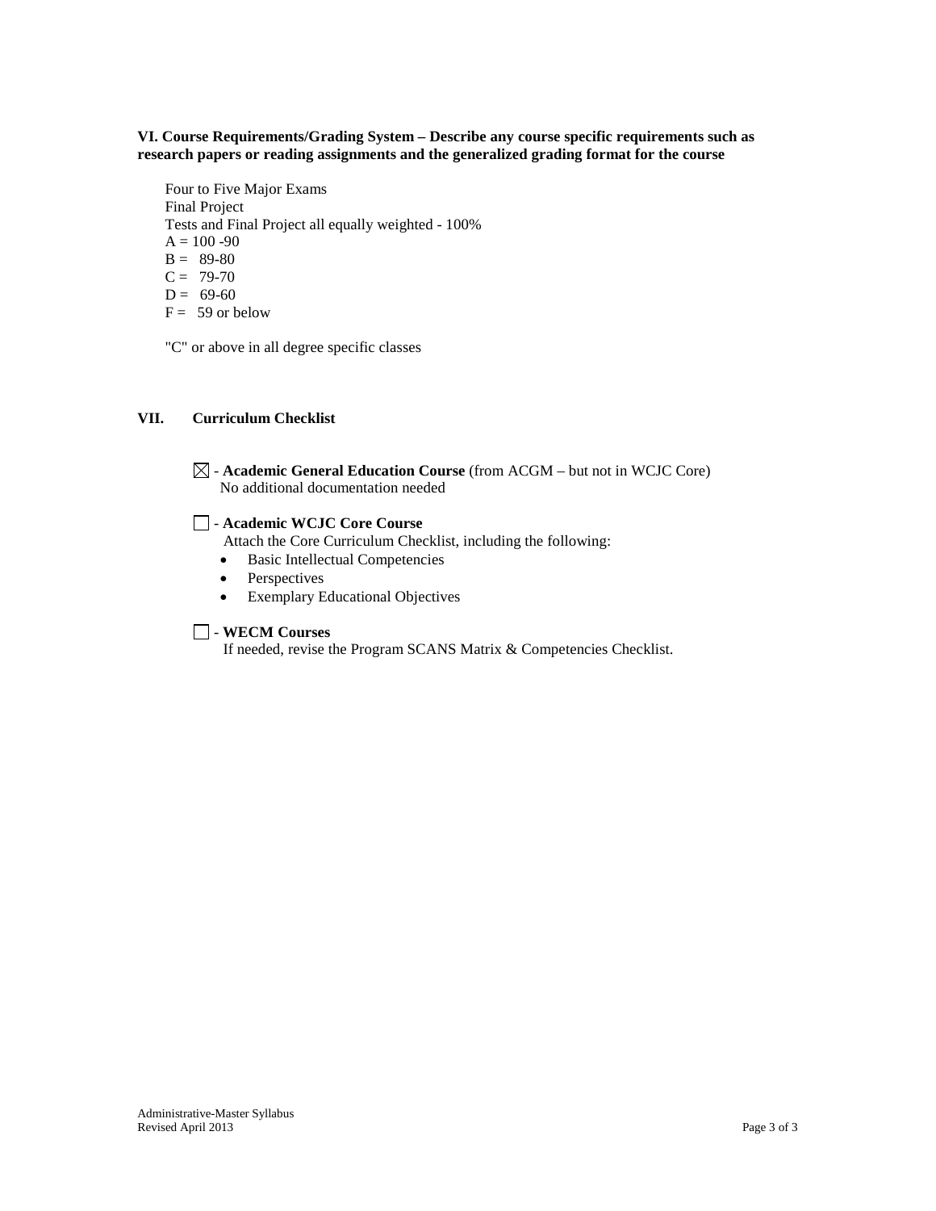**VI. Course Requirements/Grading System – Describe any course specific requirements such as research papers or reading assignments and the generalized grading format for the course**

Four to Five Major Exams
Final Project
Tests and Final Project all equally weighted - 100%
A = 100 -90
B = 89-80
C = 79-70
D = 69-60
F = 59 or below

"C" or above in all degree specific classes

**VII. Curriculum Checklist**

☒ - **Academic General Education Course** (from ACGM – but not in WCJC Core)
No additional documentation needed

☐ - **Academic WCJC Core Course**
Attach the Core Curriculum Checklist, including the following:

- Basic Intellectual Competencies
- Perspectives
- Exemplary Educational Objectives

☐ - **WECM Courses**
If needed, revise the Program SCANS Matrix & Competencies Checklist.